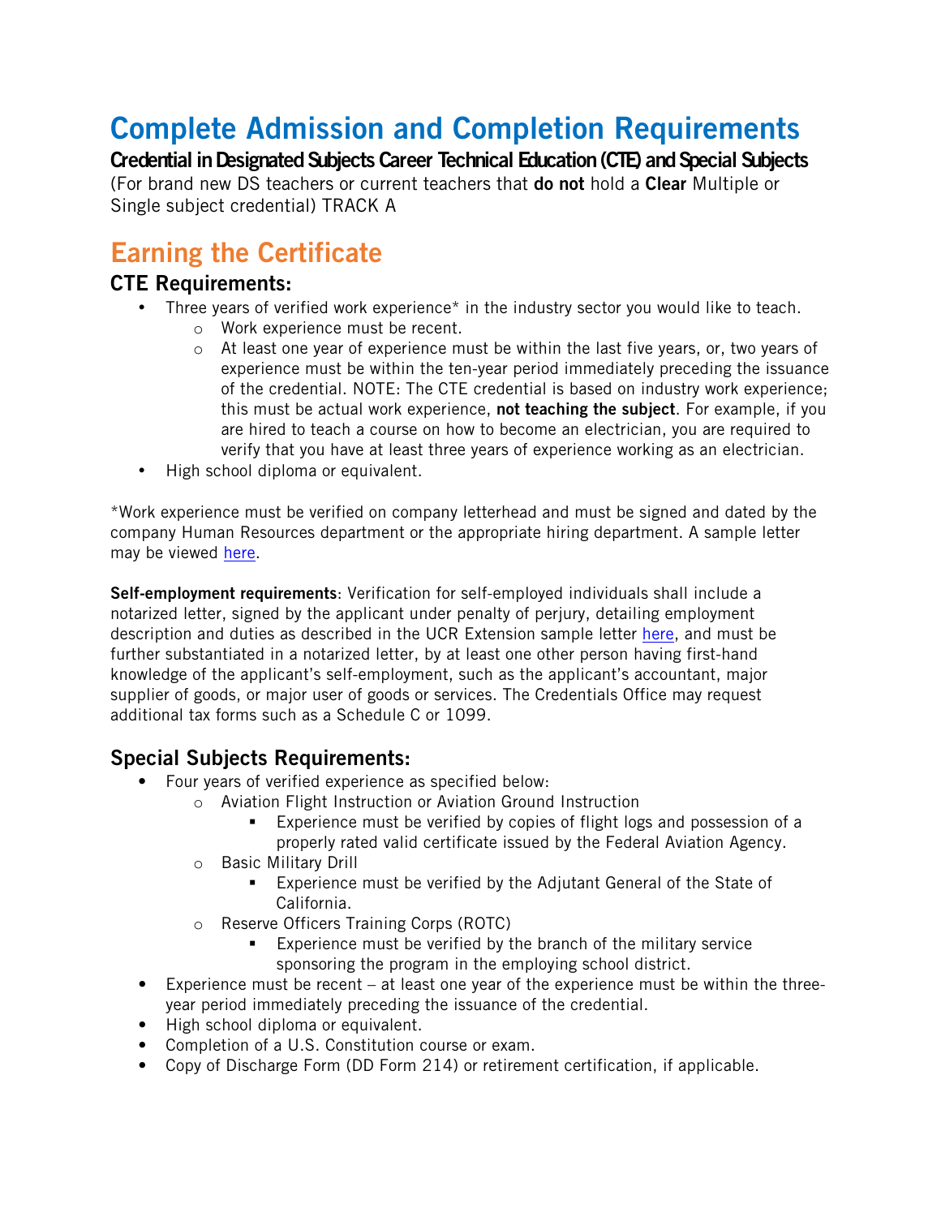# Complete Admission and Completion Requirements

**Credential in Designated Subjects Career Technical Education (CTE) and Special Subjects**
(For brand new DS teachers or current teachers that **do not** hold a **Clear** Multiple or Single subject credential) TRACK A

## Earning the Certificate

### CTE Requirements:

- Three years of verified work experience* in the industry sector you would like to teach.
  - Work experience must be recent.
  - At least one year of experience must be within the last five years, or, two years of experience must be within the ten-year period immediately preceding the issuance of the credential. NOTE: The CTE credential is based on industry work experience; this must be actual work experience, **not teaching the subject**. For example, if you are hired to teach a course on how to become an electrician, you are required to verify that you have at least three years of experience working as an electrician.
- High school diploma or equivalent.

*Work experience must be verified on company letterhead and must be signed and dated by the company Human Resources department or the appropriate hiring department. A sample letter may be viewed here.

**Self-employment requirements**: Verification for self-employed individuals shall include a notarized letter, signed by the applicant under penalty of perjury, detailing employment description and duties as described in the UCR Extension sample letter here, and must be further substantiated in a notarized letter, by at least one other person having first-hand knowledge of the applicant's self-employment, such as the applicant's accountant, major supplier of goods, or major user of goods or services. The Credentials Office may request additional tax forms such as a Schedule C or 1099.

### Special Subjects Requirements:

- Four years of verified experience as specified below:
  - Aviation Flight Instruction or Aviation Ground Instruction
    - Experience must be verified by copies of flight logs and possession of a properly rated valid certificate issued by the Federal Aviation Agency.
  - Basic Military Drill
    - Experience must be verified by the Adjutant General of the State of California.
  - Reserve Officers Training Corps (ROTC)
    - Experience must be verified by the branch of the military service sponsoring the program in the employing school district.
- Experience must be recent – at least one year of the experience must be within the three-year period immediately preceding the issuance of the credential.
- High school diploma or equivalent.
- Completion of a U.S. Constitution course or exam.
- Copy of Discharge Form (DD Form 214) or retirement certification, if applicable.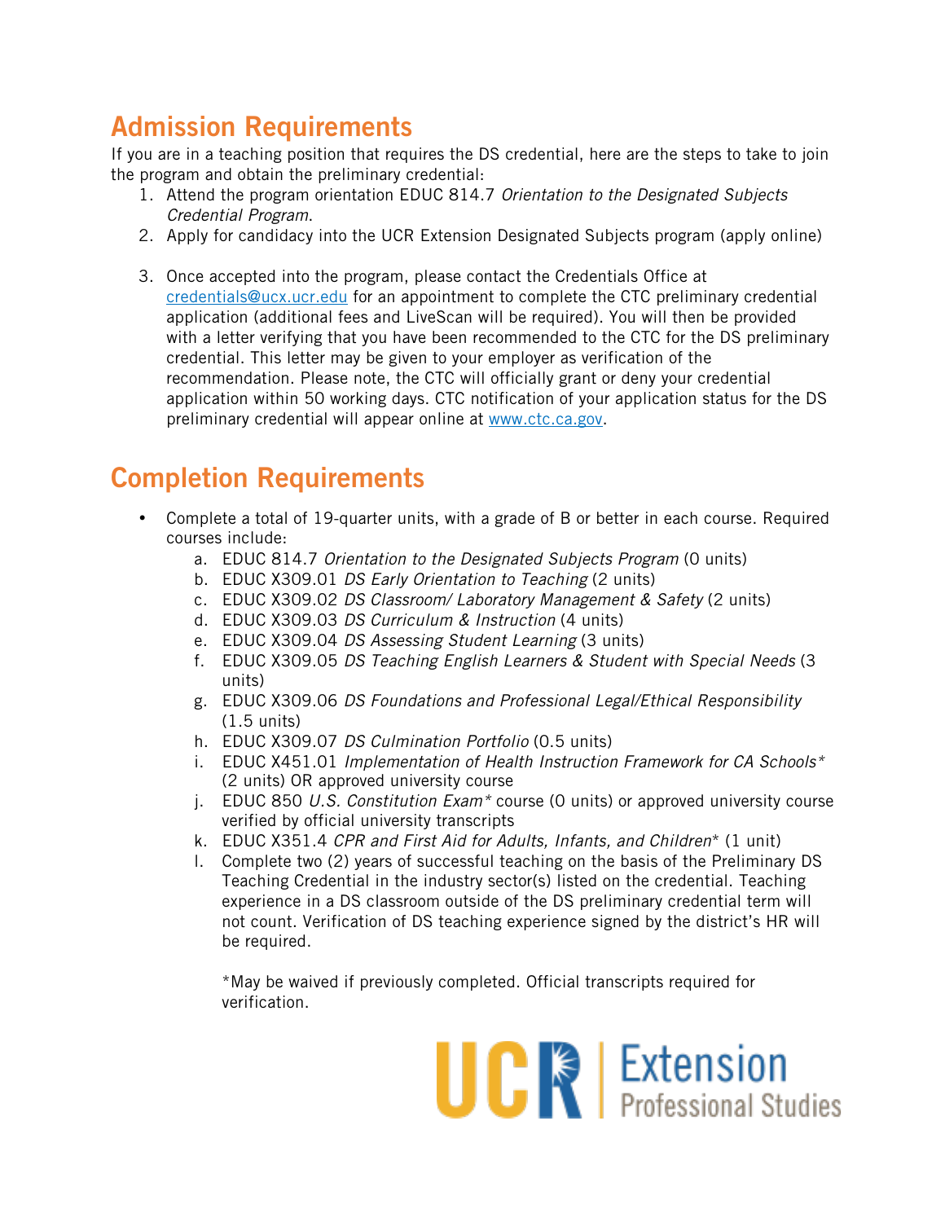## Admission Requirements

If you are in a teaching position that requires the DS credential, here are the steps to take to join the program and obtain the preliminary credential:

1. Attend the program orientation EDUC 814.7 *Orientation to the Designated Subjects Credential Program*.
2. Apply for candidacy into the UCR Extension Designated Subjects program (apply online)

3. Once accepted into the program, please contact the Credentials Office at credentials@ucx.ucr.edu for an appointment to complete the CTC preliminary credential application (additional fees and LiveScan will be required). You will then be provided with a letter verifying that you have been recommended to the CTC for the DS preliminary credential. This letter may be given to your employer as verification of the recommendation. Please note, the CTC will officially grant or deny your credential application within 50 working days. CTC notification of your application status for the DS preliminary credential will appear online at www.ctc.ca.gov.

## Completion Requirements

- Complete a total of 19-quarter units, with a grade of B or better in each course. Required courses include:
  a. EDUC 814.7 *Orientation to the Designated Subjects Program* (0 units)
  b. EDUC X309.01 *DS Early Orientation to Teaching* (2 units)
  c. EDUC X309.02 *DS Classroom/ Laboratory Management & Safety* (2 units)
  d. EDUC X309.03 *DS Curriculum & Instruction* (4 units)
  e. EDUC X309.04 *DS Assessing Student Learning* (3 units)
  f. EDUC X309.05 *DS Teaching English Learners & Student with Special Needs* (3 units)
  g. EDUC X309.06 *DS Foundations and Professional Legal/Ethical Responsibility* (1.5 units)
  h. EDUC X309.07 *DS Culmination Portfolio* (0.5 units)
  i. EDUC X451.01 *Implementation of Health Instruction Framework for CA Schools** (2 units) OR approved university course
  j. EDUC 850 *U.S. Constitution Exam** course (0 units) or approved university course verified by official university transcripts
  k. EDUC X351.4 *CPR and First Aid for Adults, Infants, and Children** (1 unit)
  l. Complete two (2) years of successful teaching on the basis of the Preliminary DS Teaching Credential in the industry sector(s) listed on the credential. Teaching experience in a DS classroom outside of the DS preliminary credential term will not count. Verification of DS teaching experience signed by the district's HR will be required.

  *May be waived if previously completed. Official transcripts required for verification.

UCR | Extension Professional Studies